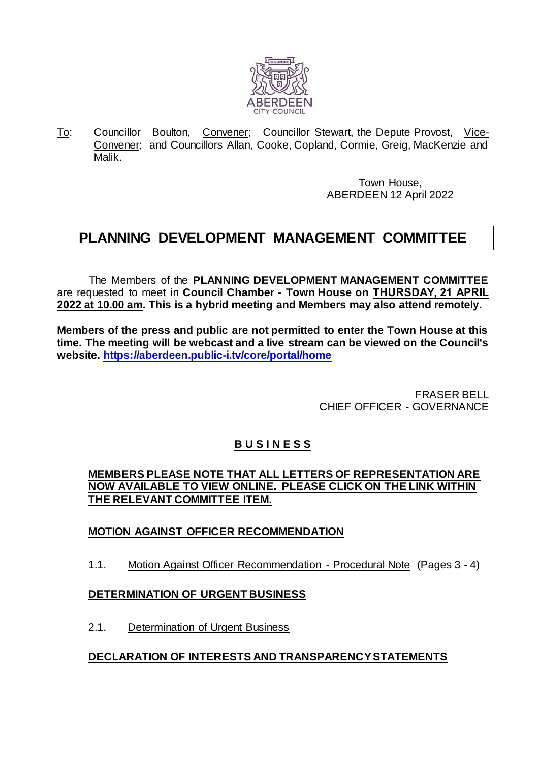To: Councillor Boulton, Convener; Councillor Stewart, the Depute Provost, Vice-Convener; and Councillors Allan, Cooke, Copland, Cormie, Greig, MacKenzie and Malik.

Town House,
ABERDEEN 12 April 2022

# PLANNING DEVELOPMENT MANAGEMENT COMMITTEE

The Members of the **PLANNING DEVELOPMENT MANAGEMENT COMMITTEE** are requested to meet in **Council Chamber - Town House on THURSDAY, 21 APRIL 2022 at 10.00 am. This is a hybrid meeting and Members may also attend remotely.**

**Members of the press and public are not permitted to enter the Town House at this time. The meeting will be webcast and a live stream can be viewed on the Council's website. https://aberdeen.public-i.tv/core/portal/home**

FRASER BELL
CHIEF OFFICER - GOVERNANCE

## BUSINESS

**MEMBERS PLEASE NOTE THAT ALL LETTERS OF REPRESENTATION ARE NOW AVAILABLE TO VIEW ONLINE. PLEASE CLICK ON THE LINK WITHIN THE RELEVANT COMMITTEE ITEM.**

### MOTION AGAINST OFFICER RECOMMENDATION

1.1. Motion Against Officer Recommendation - Procedural Note (Pages 3 - 4)

### DETERMINATION OF URGENT BUSINESS

2.1. Determination of Urgent Business

### DECLARATION OF INTERESTS AND TRANSPARENCY STATEMENTS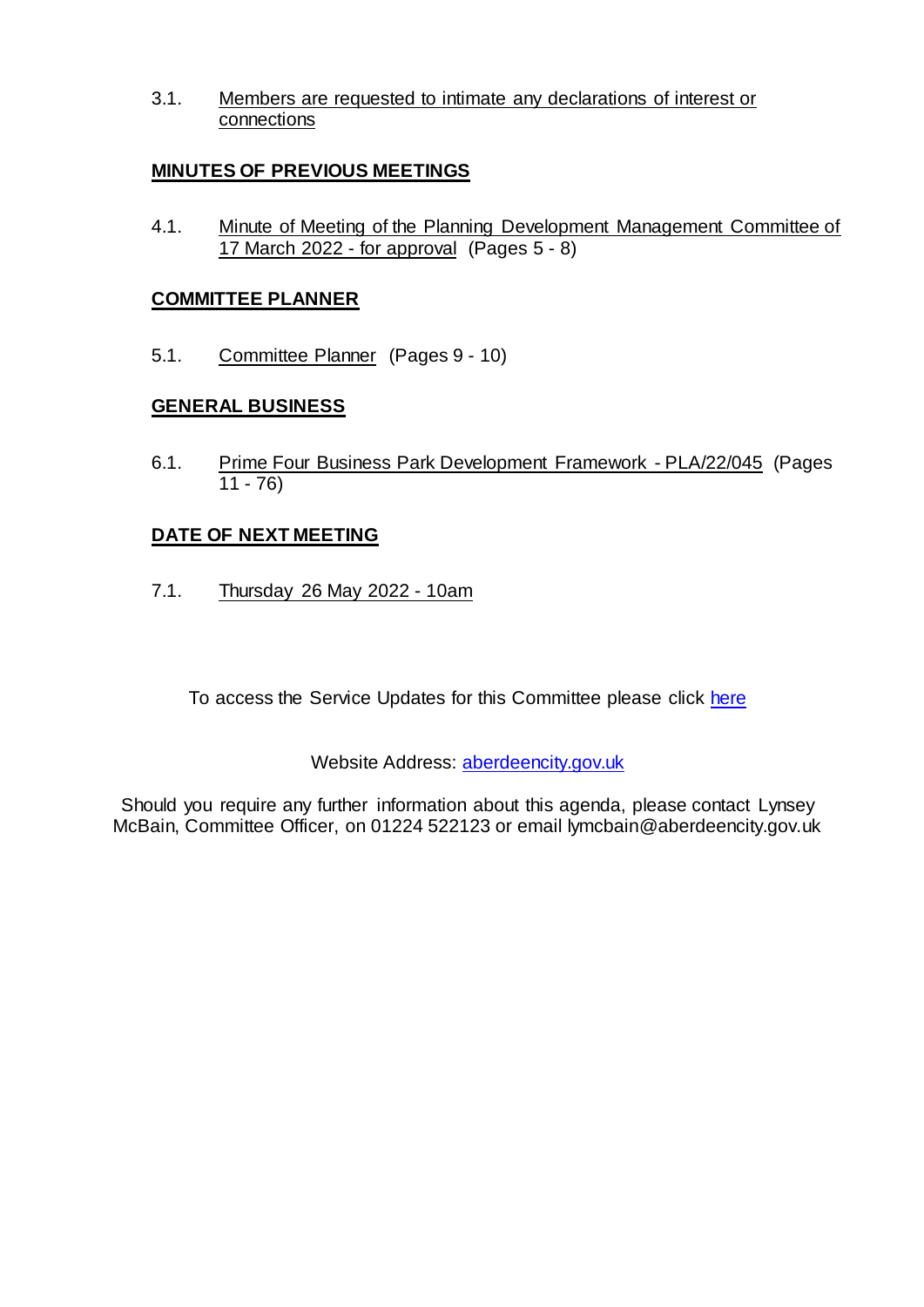3.1. Members are requested to intimate any declarations of interest or connections

## MINUTES OF PREVIOUS MEETINGS

4.1. Minute of Meeting of the Planning Development Management Committee of 17 March 2022 - for approval (Pages 5 - 8)

## COMMITTEE PLANNER

5.1. Committee Planner (Pages 9 - 10)

## GENERAL BUSINESS

6.1. Prime Four Business Park Development Framework - PLA/22/045 (Pages 11 - 76)

## DATE OF NEXT MEETING

7.1. Thursday 26 May 2022 - 10am

To access the Service Updates for this Committee please click here

Website Address: aberdeencity.gov.uk

Should you require any further information about this agenda, please contact Lynsey McBain, Committee Officer, on 01224 522123 or email lymcbain@aberdeencity.gov.uk